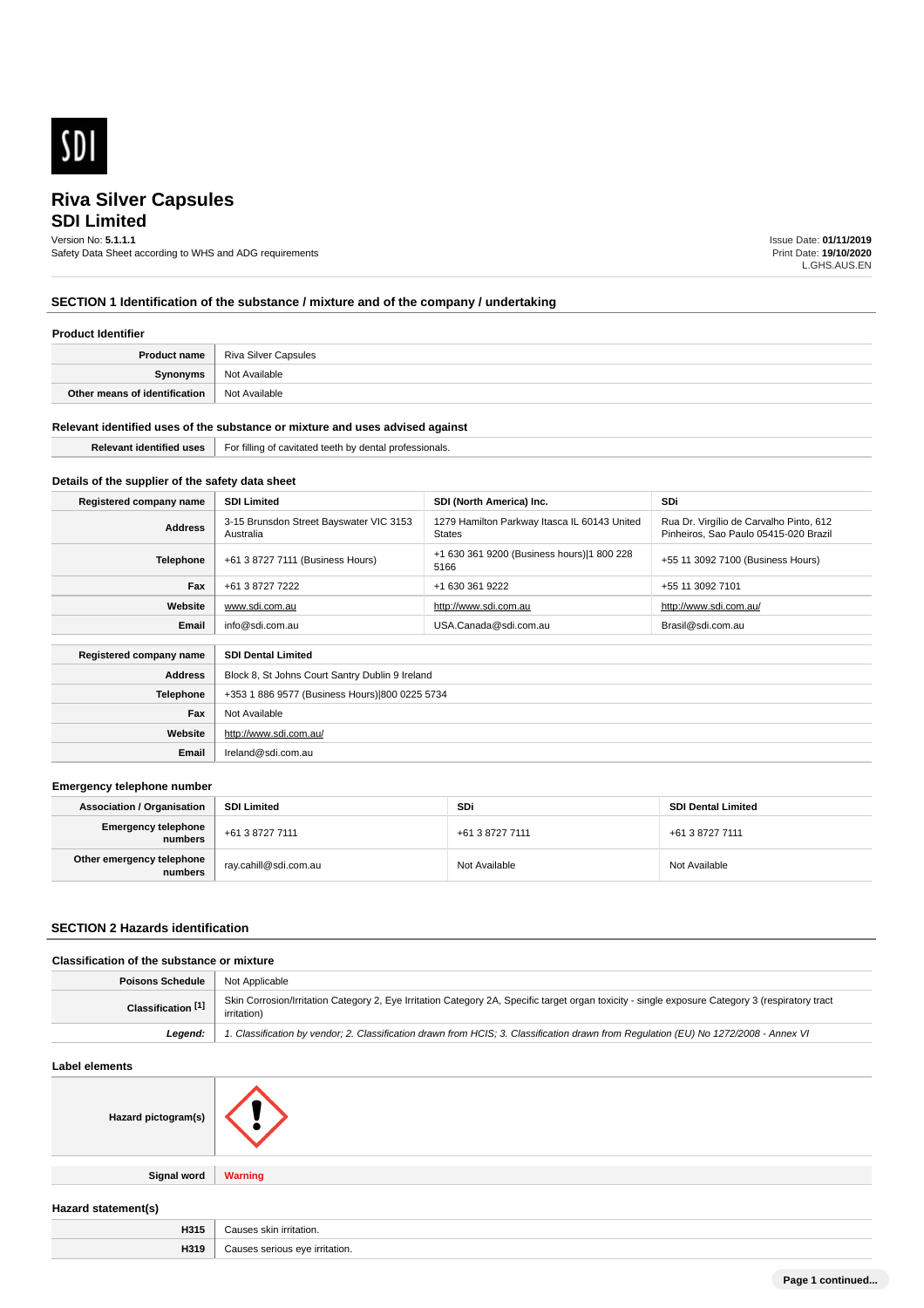SDI

# Riva Silver Capsules
## SDI Limited

Version No: **5.1.1.1**
Safety Data Sheet according to WHS and ADG requirements

Issue Date: **01/11/2019**
Print Date: **19/10/2020**
L.GHS.AUS.EN

## SECTION 1 Identification of the substance / mixture and of the company / undertaking

### Product Identifier

| | |
|---|---|
| **Product name** | Riva Silver Capsules |
| **Synonyms** | Not Available |
| **Other means of identification** | Not Available |

### Relevant identified uses of the substance or mixture and uses advised against

| | |
|---|---|
| **Relevant identified uses** | For filling of cavitated teeth by dental professionals. |

### Details of the supplier of the safety data sheet

| | | | |
|---|---|---|---|
| **Registered company name** | **SDI Limited** | **SDI (North America) Inc.** | **SDi** |
| **Address** | 3-15 Brunsdon Street Bayswater VIC 3153 Australia | 1279 Hamilton Parkway Itasca IL 60143 United States | Rua Dr. Virgílio de Carvalho Pinto, 612 Pinheiros, Sao Paulo 05415-020 Brazil |
| **Telephone** | +61 3 8727 7111 (Business Hours) | +1 630 361 9200 (Business hours)\|1 800 228 5166 | +55 11 3092 7100 (Business Hours) |
| **Fax** | +61 3 8727 7222 | +1 630 361 9222 | +55 11 3092 7101 |
| **Website** | www.sdi.com.au | http://www.sdi.com.au | http://www.sdi.com.au/ |
| **Email** | info@sdi.com.au | USA.Canada@sdi.com.au | Brasil@sdi.com.au |

| | |
|---|---|
| **Registered company name** | **SDI Dental Limited** |
| **Address** | Block 8, St Johns Court Santry Dublin 9 Ireland |
| **Telephone** | +353 1 886 9577 (Business Hours)\|800 0225 5734 |
| **Fax** | Not Available |
| **Website** | http://www.sdi.com.au/ |
| **Email** | Ireland@sdi.com.au |

### Emergency telephone number

| | | | |
|---|---|---|---|
| **Association / Organisation** | **SDI Limited** | **SDi** | **SDI Dental Limited** |
| **Emergency telephone numbers** | +61 3 8727 7111 | +61 3 8727 7111 | +61 3 8727 7111 |
| **Other emergency telephone numbers** | ray.cahill@sdi.com.au | Not Available | Not Available |

## SECTION 2 Hazards identification

### Classification of the substance or mixture

| | |
|---|---|
| **Poisons Schedule** | Not Applicable |
| **Classification [1]** | Skin Corrosion/Irritation Category 2, Eye Irritation Category 2A, Specific target organ toxicity - single exposure Category 3 (respiratory tract irritation) |
| ***Legend:*** | *1. Classification by vendor; 2. Classification drawn from HCIS; 3. Classification drawn from Regulation (EU) No 1272/2008 - Annex VI* |

### Label elements

| | |
|---|---|
| **Hazard pictogram(s)** | |
| **Signal word** | **Warning** |

### Hazard statement(s)

| | |
|---|---|
| **H315** | Causes skin irritation. |
| **H319** | Causes serious eye irritation. |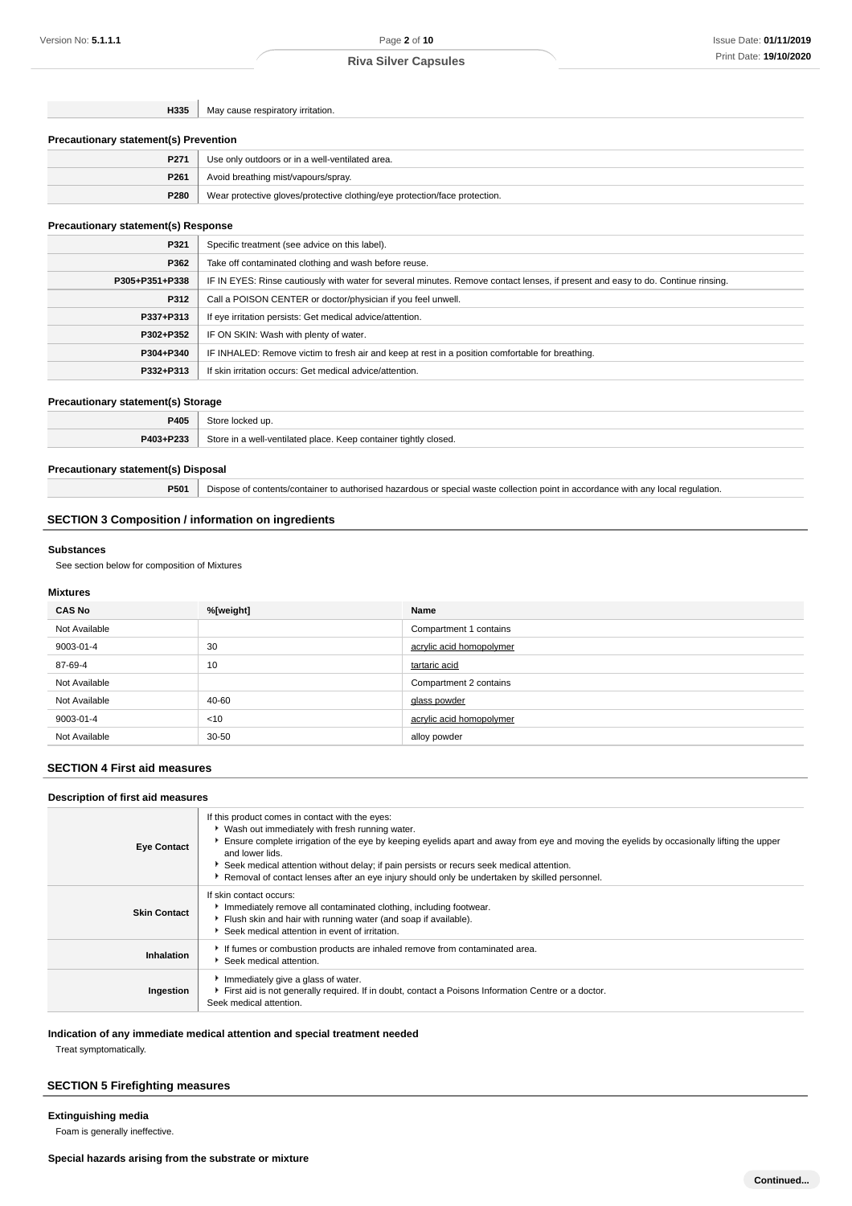| | |
|---|---|
| H335 | May cause respiratory irritation. |

### Precautionary statement(s) Prevention

| | |
|---|---|
| P271 | Use only outdoors or in a well-ventilated area. |
| P261 | Avoid breathing mist/vapours/spray. |
| P280 | Wear protective gloves/protective clothing/eye protection/face protection. |

### Precautionary statement(s) Response

| | |
|---|---|
| P321 | Specific treatment (see advice on this label). |
| P362 | Take off contaminated clothing and wash before reuse. |
| P305+P351+P338 | IF IN EYES: Rinse cautiously with water for several minutes. Remove contact lenses, if present and easy to do. Continue rinsing. |
| P312 | Call a POISON CENTER or doctor/physician if you feel unwell. |
| P337+P313 | If eye irritation persists: Get medical advice/attention. |
| P302+P352 | IF ON SKIN: Wash with plenty of water. |
| P304+P340 | IF INHALED: Remove victim to fresh air and keep at rest in a position comfortable for breathing. |
| P332+P313 | If skin irritation occurs: Get medical advice/attention. |

### Precautionary statement(s) Storage

| | |
|---|---|
| P405 | Store locked up. |
| P403+P233 | Store in a well-ventilated place. Keep container tightly closed. |

### Precautionary statement(s) Disposal

| | |
|---|---|
| P501 | Dispose of contents/container to authorised hazardous or special waste collection point in accordance with any local regulation. |

## SECTION 3 Composition / information on ingredients

### Substances

See section below for composition of Mixtures

### Mixtures

| CAS No | %[weight] | Name |
|---|---|---|
| Not Available | | Compartment 1 contains |
| 9003-01-4 | 30 | acrylic acid homopolymer |
| 87-69-4 | 10 | tartaric acid |
| Not Available | | Compartment 2 contains |
| Not Available | 40-60 | glass powder |
| 9003-01-4 | <10 | acrylic acid homopolymer |
| Not Available | 30-50 | alloy powder |

## SECTION 4 First aid measures

### Description of first aid measures

| | |
|---|---|
| Eye Contact | If this product comes in contact with the eyes:<br>▸ Wash out immediately with fresh running water.<br>▸ Ensure complete irrigation of the eye by keeping eyelids apart and away from eye and moving the eyelids by occasionally lifting the upper and lower lids.<br>▸ Seek medical attention without delay; if pain persists or recurs seek medical attention.<br>▸ Removal of contact lenses after an eye injury should only be undertaken by skilled personnel. |
| Skin Contact | If skin contact occurs:<br>▸ Immediately remove all contaminated clothing, including footwear.<br>▸ Flush skin and hair with running water (and soap if available).<br>▸ Seek medical attention in event of irritation. |
| Inhalation | ▸ If fumes or combustion products are inhaled remove from contaminated area.<br>▸ Seek medical attention. |
| Ingestion | ▸ Immediately give a glass of water.<br>▸ First aid is not generally required. If in doubt, contact a Poisons Information Centre or a doctor.<br>Seek medical attention. |

### Indication of any immediate medical attention and special treatment needed

Treat symptomatically.

## SECTION 5 Firefighting measures

### Extinguishing media

Foam is generally ineffective.

### Special hazards arising from the substrate or mixture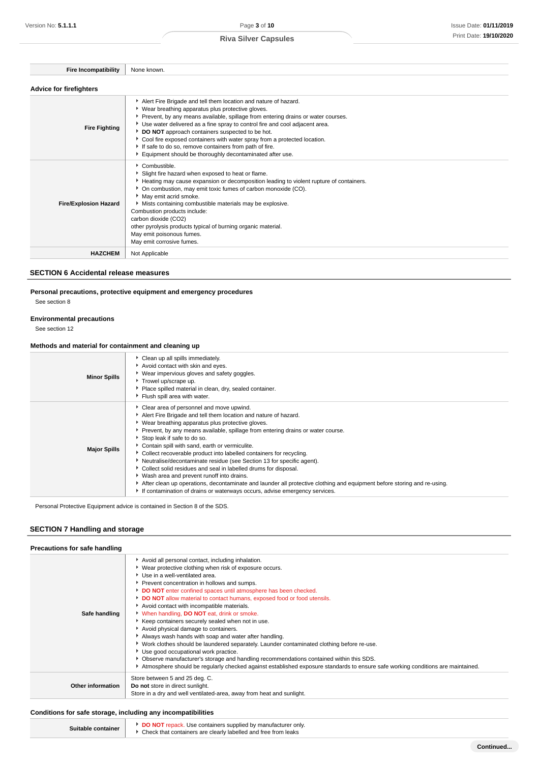| Fire Incompatibility | None known. |
|---|---|

### Advice for firefighters

| | |
|---|---|
| **Fire Fighting** | ▸ Alert Fire Brigade and tell them location and nature of hazard.<br>▸ Wear breathing apparatus plus protective gloves.<br>▸ Prevent, by any means available, spillage from entering drains or water courses.<br>▸ Use water delivered as a fine spray to control fire and cool adjacent area.<br>▸ **DO NOT** approach containers suspected to be hot.<br>▸ Cool fire exposed containers with water spray from a protected location.<br>▸ If safe to do so, remove containers from path of fire.<br>▸ Equipment should be thoroughly decontaminated after use. |
| **Fire/Explosion Hazard** | ▸ Combustible.<br>▸ Slight fire hazard when exposed to heat or flame.<br>▸ Heating may cause expansion or decomposition leading to violent rupture of containers.<br>▸ On combustion, may emit toxic fumes of carbon monoxide (CO).<br>▸ May emit acrid smoke.<br>▸ Mists containing combustible materials may be explosive.<br>Combustion products include:<br>carbon dioxide ($CO_2$)<br>other pyrolysis products typical of burning organic material.<br>May emit poisonous fumes.<br>May emit corrosive fumes. |
| **HAZCHEM** | Not Applicable |

## SECTION 6 Accidental release measures

### Personal precautions, protective equipment and emergency procedures

See section 8

### Environmental precautions

See section 12

### Methods and material for containment and cleaning up

| | |
|---|---|
| **Minor Spills** | ▸ Clean up all spills immediately.<br>▸ Avoid contact with skin and eyes.<br>▸ Wear impervious gloves and safety goggles.<br>▸ Trowel up/scrape up.<br>▸ Place spilled material in clean, dry, sealed container.<br>▸ Flush spill area with water. |
| **Major Spills** | ▸ Clear area of personnel and move upwind.<br>▸ Alert Fire Brigade and tell them location and nature of hazard.<br>▸ Wear breathing apparatus plus protective gloves.<br>▸ Prevent, by any means available, spillage from entering drains or water course.<br>▸ Stop leak if safe to do so.<br>▸ Contain spill with sand, earth or vermiculite.<br>▸ Collect recoverable product into labelled containers for recycling.<br>▸ Neutralise/decontaminate residue (see Section 13 for specific agent).<br>▸ Collect solid residues and seal in labelled drums for disposal.<br>▸ Wash area and prevent runoff into drains.<br>▸ After clean up operations, decontaminate and launder all protective clothing and equipment before storing and re-using.<br>▸ If contamination of drains or waterways occurs, advise emergency services. |

Personal Protective Equipment advice is contained in Section 8 of the SDS.

## SECTION 7 Handling and storage

### Precautions for safe handling

| | |
|---|---|
| **Safe handling** | ▸ Avoid all personal contact, including inhalation.<br>▸ Wear protective clothing when risk of exposure occurs.<br>▸ Use in a well-ventilated area.<br>▸ Prevent concentration in hollows and sumps.<br>▸ **DO NOT** enter confined spaces until atmosphere has been checked.<br>▸ **DO NOT** allow material to contact humans, exposed food or food utensils.<br>▸ Avoid contact with incompatible materials.<br>▸ When handling, **DO NOT** eat, drink or smoke.<br>▸ Keep containers securely sealed when not in use.<br>▸ Avoid physical damage to containers.<br>▸ Always wash hands with soap and water after handling.<br>▸ Work clothes should be laundered separately. Launder contaminated clothing before re-use.<br>▸ Use good occupational work practice.<br>▸ Observe manufacturer's storage and handling recommendations contained within this SDS.<br>▸ Atmosphere should be regularly checked against established exposure standards to ensure safe working conditions are maintained. |
| **Other information** | Store between 5 and 25 deg. C.<br>**Do not** store in direct sunlight.<br>Store in a dry and well ventilated-area, away from heat and sunlight. |

### Conditions for safe storage, including any incompatibilities

| | |
|---|---|
| **Suitable container** | ▸ **DO NOT** repack. Use containers supplied by manufacturer only.<br>▸ Check that containers are clearly labelled and free from leaks |

Continued...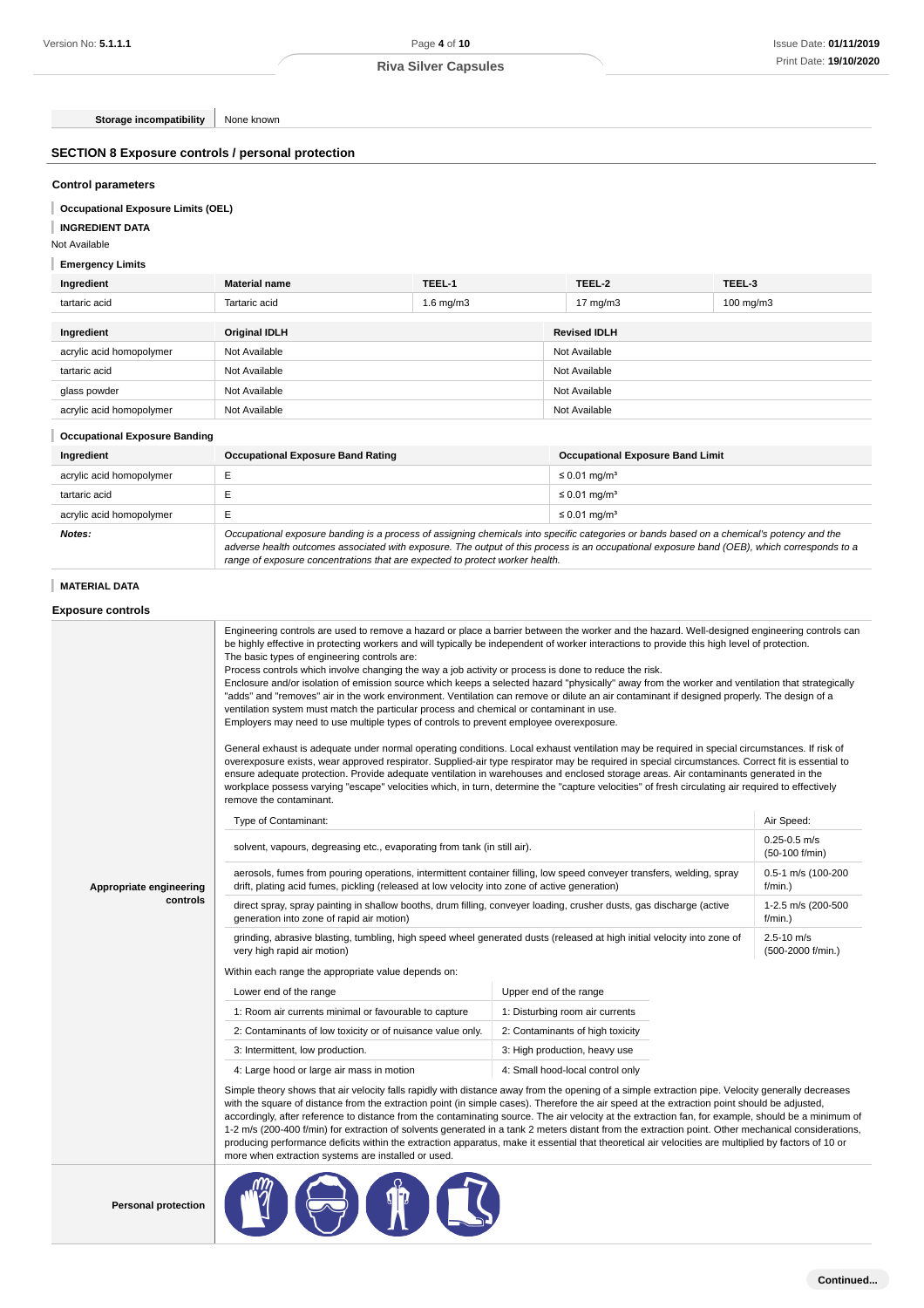| | |
|---|---|
| **Storage incompatibility** | None known |

## SECTION 8 Exposure controls / personal protection

### Control parameters

**Occupational Exposure Limits (OEL)**

**INGREDIENT DATA**

Not Available

**Emergency Limits**

| Ingredient | Material name | TEEL-1 | TEEL-2 | TEEL-3 |
|---|---|---|---|---|
| tartaric acid | Tartaric acid | 1.6 mg/m3 | 17 mg/m3 | 100 mg/m3 |

| Ingredient | Original IDLH | Revised IDLH |
|---|---|---|
| acrylic acid homopolymer | Not Available | Not Available |
| tartaric acid | Not Available | Not Available |
| glass powder | Not Available | Not Available |
| acrylic acid homopolymer | Not Available | Not Available |

**Occupational Exposure Banding**

| Ingredient | Occupational Exposure Band Rating | Occupational Exposure Band Limit |
|---|---|---|
| acrylic acid homopolymer | E | ≤ 0.01 mg/m³ |
| tartaric acid | E | ≤ 0.01 mg/m³ |
| acrylic acid homopolymer | E | ≤ 0.01 mg/m³ |
| ***Notes:*** | *Occupational exposure banding is a process of assigning chemicals into specific categories or bands based on a chemical's potency and the adverse health outcomes associated with exposure. The output of this process is an occupational exposure band (OEB), which corresponds to a range of exposure concentrations that are expected to protect worker health.* | |

**MATERIAL DATA**

### Exposure controls

**Appropriate engineering controls**

Engineering controls are used to remove a hazard or place a barrier between the worker and the hazard. Well-designed engineering controls can be highly effective in protecting workers and will typically be independent of worker interactions to provide this high level of protection.
The basic types of engineering controls are:
Process controls which involve changing the way a job activity or process is done to reduce the risk.
Enclosure and/or isolation of emission source which keeps a selected hazard "physically" away from the worker and ventilation that strategically "adds" and "removes" air in the work environment. Ventilation can remove or dilute an air contaminant if designed properly. The design of a ventilation system must match the particular process and chemical or contaminant in use.
Employers may need to use multiple types of controls to prevent employee overexposure.

General exhaust is adequate under normal operating conditions. Local exhaust ventilation may be required in special circumstances. If risk of overexposure exists, wear approved respirator. Supplied-air type respirator may be required in special circumstances. Correct fit is essential to ensure adequate protection. Provide adequate ventilation in warehouses and enclosed storage areas. Air contaminants generated in the workplace possess varying "escape" velocities which, in turn, determine the "capture velocities" of fresh circulating air required to effectively remove the contaminant.

| Type of Contaminant: | Air Speed: |
|---|---|
| solvent, vapours, degreasing etc., evaporating from tank (in still air). | 0.25-0.5 m/s (50-100 f/min) |
| aerosols, fumes from pouring operations, intermittent container filling, low speed conveyer transfers, welding, spray drift, plating acid fumes, pickling (released at low velocity into zone of active generation) | 0.5-1 m/s (100-200 f/min.) |
| direct spray, spray painting in shallow booths, drum filling, conveyer loading, crusher dusts, gas discharge (active generation into zone of rapid air motion) | 1-2.5 m/s (200-500 f/min.) |
| grinding, abrasive blasting, tumbling, high speed wheel generated dusts (released at high initial velocity into zone of very high rapid air motion) | 2.5-10 m/s (500-2000 f/min.) |

Within each range the appropriate value depends on:

| Lower end of the range | Upper end of the range |
|---|---|
| 1: Room air currents minimal or favourable to capture | 1: Disturbing room air currents |
| 2: Contaminants of low toxicity or of nuisance value only. | 2: Contaminants of high toxicity |
| 3: Intermittent, low production. | 3: High production, heavy use |
| 4: Large hood or large air mass in motion | 4: Small hood-local control only |

Simple theory shows that air velocity falls rapidly with distance away from the opening of a simple extraction pipe. Velocity generally decreases with the square of distance from the extraction point (in simple cases). Therefore the air speed at the extraction point should be adjusted, accordingly, after reference to distance from the contaminating source. The air velocity at the extraction fan, for example, should be a minimum of 1-2 m/s (200-400 f/min) for extraction of solvents generated in a tank 2 meters distant from the extraction point. Other mechanical considerations, producing performance deficits within the extraction apparatus, make it essential that theoretical air velocities are multiplied by factors of 10 or more when extraction systems are installed or used.

**Personal protection**

Continued...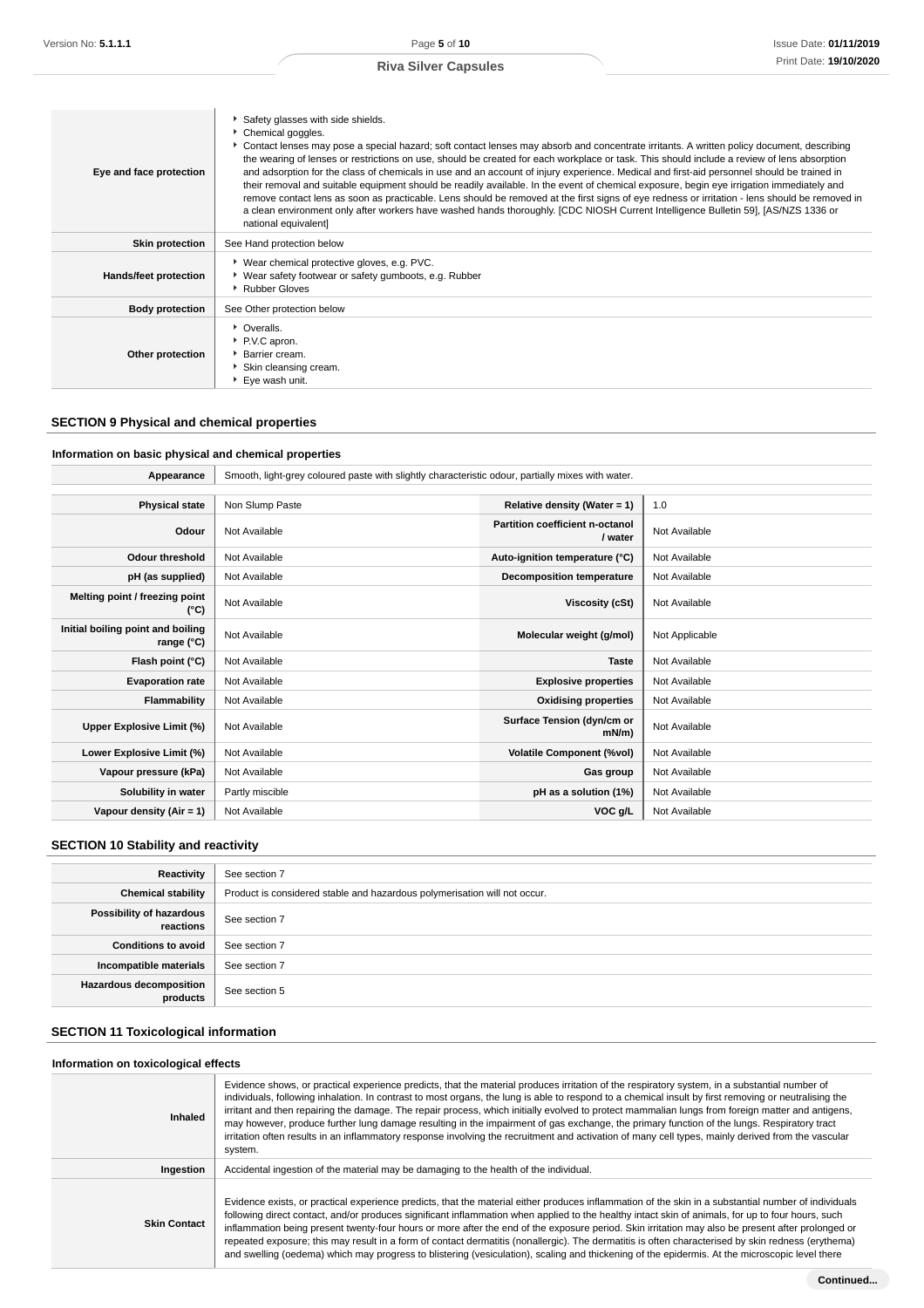| | |
|---|---|
| **Eye and face protection** | ▸ Safety glasses with side shields.<br>▸ Chemical goggles.<br>▸ Contact lenses may pose a special hazard; soft contact lenses may absorb and concentrate irritants. A written policy document, describing the wearing of lenses or restrictions on use, should be created for each workplace or task. This should include a review of lens absorption and adsorption for the class of chemicals in use and an account of injury experience. Medical and first-aid personnel should be trained in their removal and suitable equipment should be readily available. In the event of chemical exposure, begin eye irrigation immediately and remove contact lens as soon as practicable. Lens should be removed at the first signs of eye redness or irritation - lens should be removed in a clean environment only after workers have washed hands thoroughly. [CDC NIOSH Current Intelligence Bulletin 59], [AS/NZS 1336 or national equivalent] |
| **Skin protection** | See Hand protection below |
| **Hands/feet protection** | ▸ Wear chemical protective gloves, e.g. PVC.<br>▸ Wear safety footwear or safety gumboots, e.g. Rubber<br>▸ Rubber Gloves |
| **Body protection** | See Other protection below |
| **Other protection** | ▸ Overalls.<br>▸ P.V.C apron.<br>▸ Barrier cream.<br>▸ Skin cleansing cream.<br>▸ Eye wash unit. |

## SECTION 9 Physical and chemical properties

### Information on basic physical and chemical properties

| | |
|---|---|
| **Appearance** | Smooth, light-grey coloured paste with slightly characteristic odour, partially mixes with water. |

| | | | |
|---|---|---|---|
| **Physical state** | Non Slump Paste | **Relative density (Water = 1)** | 1.0 |
| **Odour** | Not Available | **Partition coefficient n-octanol / water** | Not Available |
| **Odour threshold** | Not Available | **Auto-ignition temperature (°C)** | Not Available |
| **pH (as supplied)** | Not Available | **Decomposition temperature** | Not Available |
| **Melting point / freezing point (°C)** | Not Available | **Viscosity (cSt)** | Not Available |
| **Initial boiling point and boiling range (°C)** | Not Available | **Molecular weight (g/mol)** | Not Applicable |
| **Flash point (°C)** | Not Available | **Taste** | Not Available |
| **Evaporation rate** | Not Available | **Explosive properties** | Not Available |
| **Flammability** | Not Available | **Oxidising properties** | Not Available |
| **Upper Explosive Limit (%)** | Not Available | **Surface Tension (dyn/cm or mN/m)** | Not Available |
| **Lower Explosive Limit (%)** | Not Available | **Volatile Component (%vol)** | Not Available |
| **Vapour pressure (kPa)** | Not Available | **Gas group** | Not Available |
| **Solubility in water** | Partly miscible | **pH as a solution (1%)** | Not Available |
| **Vapour density (Air = 1)** | Not Available | **VOC g/L** | Not Available |

## SECTION 10 Stability and reactivity

| | |
|---|---|
| **Reactivity** | See section 7 |
| **Chemical stability** | Product is considered stable and hazardous polymerisation will not occur. |
| **Possibility of hazardous reactions** | See section 7 |
| **Conditions to avoid** | See section 7 |
| **Incompatible materials** | See section 7 |
| **Hazardous decomposition products** | See section 5 |

## SECTION 11 Toxicological information

### Information on toxicological effects

| | |
|---|---|
| **Inhaled** | Evidence shows, or practical experience predicts, that the material produces irritation of the respiratory system, in a substantial number of individuals, following inhalation. In contrast to most organs, the lung is able to respond to a chemical insult by first removing or neutralising the irritant and then repairing the damage. The repair process, which initially evolved to protect mammalian lungs from foreign matter and antigens, may however, produce further lung damage resulting in the impairment of gas exchange, the primary function of the lungs. Respiratory tract irritation often results in an inflammatory response involving the recruitment and activation of many cell types, mainly derived from the vascular system. |
| **Ingestion** | Accidental ingestion of the material may be damaging to the health of the individual. |
| **Skin Contact** | Evidence exists, or practical experience predicts, that the material either produces inflammation of the skin in a substantial number of individuals following direct contact, and/or produces significant inflammation when applied to the healthy intact skin of animals, for up to four hours, such inflammation being present twenty-four hours or more after the end of the exposure period. Skin irritation may also be present after prolonged or repeated exposure; this may result in a form of contact dermatitis (nonallergic). The dermatitis is often characterised by skin redness (erythema) and swelling (oedema) which may progress to blistering (vesiculation), scaling and thickening of the epidermis. At the microscopic level there |

**Continued...**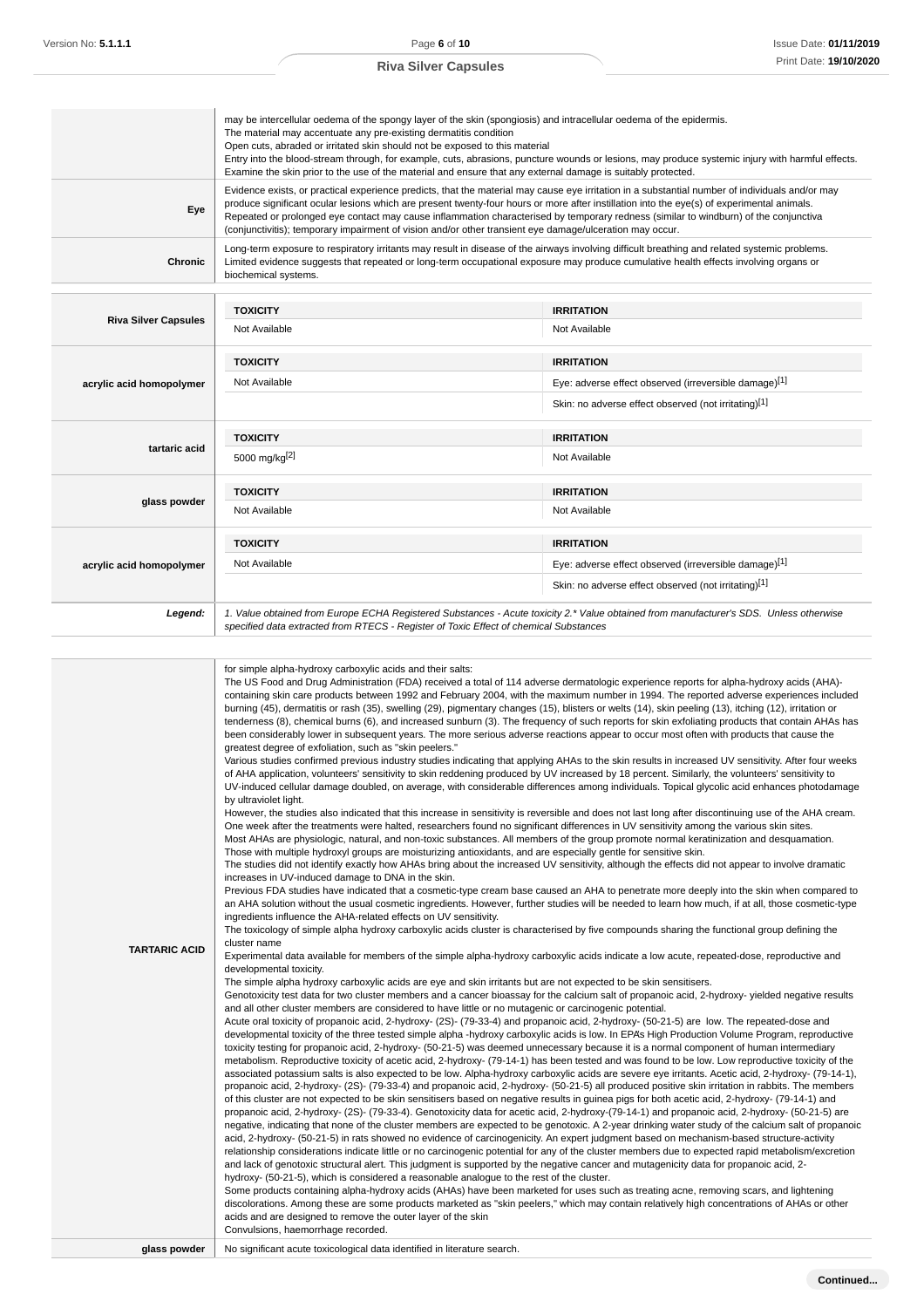| | |
|---|---|
| | may be intercellular oedema of the spongy layer of the skin (spongiosis) and intracellular oedema of the epidermis.<br>The material may accentuate any pre-existing dermatitis condition<br>Open cuts, abraded or irritated skin should not be exposed to this material<br>Entry into the blood-stream through, for example, cuts, abrasions, puncture wounds or lesions, may produce systemic injury with harmful effects. Examine the skin prior to the use of the material and ensure that any external damage is suitably protected. |
| **Eye** | Evidence exists, or practical experience predicts, that the material may cause eye irritation in a substantial number of individuals and/or may produce significant ocular lesions which are present twenty-four hours or more after instillation into the eye(s) of experimental animals.<br>Repeated or prolonged eye contact may cause inflammation characterised by temporary redness (similar to windburn) of the conjunctiva (conjunctivitis); temporary impairment of vision and/or other transient eye damage/ulceration may occur. |
| **Chronic** | Long-term exposure to respiratory irritants may result in disease of the airways involving difficult breathing and related systemic problems.<br>Limited evidence suggests that repeated or long-term occupational exposure may produce cumulative health effects involving organs or biochemical systems. |

| | TOXICITY | IRRITATION |
|---|---|---|
| **Riva Silver Capsules** | Not Available | Not Available |
| **acrylic acid homopolymer** | Not Available | Eye: adverse effect observed (irreversible damage)[1] |
| | | Skin: no adverse effect observed (not irritating)[1] |
| **tartaric acid** | 5000 mg/kg[2] | Not Available |
| **glass powder** | Not Available | Not Available |
| **acrylic acid homopolymer** | Not Available | Eye: adverse effect observed (irreversible damage)[1] |
| | | Skin: no adverse effect observed (not irritating)[1] |
| ***Legend:*** | *1. Value obtained from Europe ECHA Registered Substances - Acute toxicity 2.* Value obtained from manufacturer's SDS. Unless otherwise specified data extracted from RTECS - Register of Toxic Effect of chemical Substances* | |

| | |
|---|---|
| **TARTARIC ACID** | for simple alpha-hydroxy carboxylic acids and their salts:<br>The US Food and Drug Administration (FDA) received a total of 114 adverse dermatologic experience reports for alpha-hydroxy acids (AHA)-containing skin care products between 1992 and February 2004, with the maximum number in 1994. The reported adverse experiences included burning (45), dermatitis or rash (35), swelling (29), pigmentary changes (15), blisters or welts (14), skin peeling (13), itching (12), irritation or tenderness (8), chemical burns (6), and increased sunburn (3). The frequency of such reports for skin exfoliating products that contain AHAs has been considerably lower in subsequent years. The more serious adverse reactions appear to occur most often with products that cause the greatest degree of exfoliation, such as "skin peelers."<br>Various studies confirmed previous industry studies indicating that applying AHAs to the skin results in increased UV sensitivity. After four weeks of AHA application, volunteers' sensitivity to skin reddening produced by UV increased by 18 percent. Similarly, the volunteers' sensitivity to UV-induced cellular damage doubled, on average, with considerable differences among individuals. Topical glycolic acid enhances photodamage by ultraviolet light.<br>However, the studies also indicated that this increase in sensitivity is reversible and does not last long after discontinuing use of the AHA cream. One week after the treatments were halted, researchers found no significant differences in UV sensitivity among the various skin sites.<br>Most AHAs are physiologic, natural, and non-toxic substances. All members of the group promote normal keratinization and desquamation. Those with multiple hydroxyl groups are moisturizing antioxidants, and are especially gentle for sensitive skin.<br>The studies did not identify exactly how AHAs bring about the increased UV sensitivity, although the effects did not appear to involve dramatic increases in UV-induced damage to DNA in the skin.<br>Previous FDA studies have indicated that a cosmetic-type cream base caused an AHA to penetrate more deeply into the skin when compared to an AHA solution without the usual cosmetic ingredients. However, further studies will be needed to learn how much, if at all, those cosmetic-type ingredients influence the AHA-related effects on UV sensitivity.<br>The toxicology of simple alpha hydroxy carboxylic acids cluster is characterised by five compounds sharing the functional group defining the cluster name<br>Experimental data available for members of the simple alpha-hydroxy carboxylic acids indicate a low acute, repeated-dose, reproductive and developmental toxicity.<br>The simple alpha hydroxy carboxylic acids are eye and skin irritants but are not expected to be skin sensitisers.<br>Genotoxicity test data for two cluster members and a cancer bioassay for the calcium salt of propanoic acid, 2-hydroxy- yielded negative results and all other cluster members are considered to have little or no mutagenic or carcinogenic potential.<br>Acute oral toxicity of propanoic acid, 2-hydroxy- (2S)- (79-33-4) and propanoic acid, 2-hydroxy- (50-21-5) are low. The repeated-dose and developmental toxicity of the three tested simple alpha -hydroxy carboxylic acids is low. In EPA's High Production Volume Program, reproductive toxicity testing for propanoic acid, 2-hydroxy- (50-21-5) was deemed unnecessary because it is a normal component of human intermediary metabolism. Reproductive toxicity of acetic acid, 2-hydroxy- (79-14-1) has been tested and was found to be low. Low reproductive toxicity of the associated potassium salts is also expected to be low. Alpha-hydroxy carboxylic acids are severe eye irritants. Acetic acid, 2-hydroxy- (79-14-1), propanoic acid, 2-hydroxy- (2S)- (79-33-4) and propanoic acid, 2-hydroxy- (50-21-5) all produced positive skin irritation in rabbits. The members of this cluster are not expected to be skin sensitisers based on negative results in guinea pigs for both acetic acid, 2-hydroxy- (79-14-1) and propanoic acid, 2-hydroxy- (2S)- (79-33-4). Genotoxicity data for acetic acid, 2-hydroxy-(79-14-1) and propanoic acid, 2-hydroxy- (50-21-5) are negative, indicating that none of the cluster members are expected to be genotoxic. A 2-year drinking water study of the calcium salt of propanoic acid, 2-hydroxy- (50-21-5) in rats showed no evidence of carcinogenicity. An expert judgment based on mechanism-based structure-activity relationship considerations indicate little or no carcinogenic potential for any of the cluster members due to expected rapid metabolism/excretion and lack of genotoxic structural alert. This judgment is supported by the negative cancer and mutagenicity data for propanoic acid, 2-hydroxy- (50-21-5), which is considered a reasonable analogue to the rest of the cluster.<br>Some products containing alpha-hydroxy acids (AHAs) have been marketed for uses such as treating acne, removing scars, and lightening discolorations. Among these are some products marketed as "skin peelers," which may contain relatively high concentrations of AHAs or other acids and are designed to remove the outer layer of the skin<br>Convulsions, haemorrhage recorded. |
| **glass powder** | No significant acute toxicological data identified in literature search. |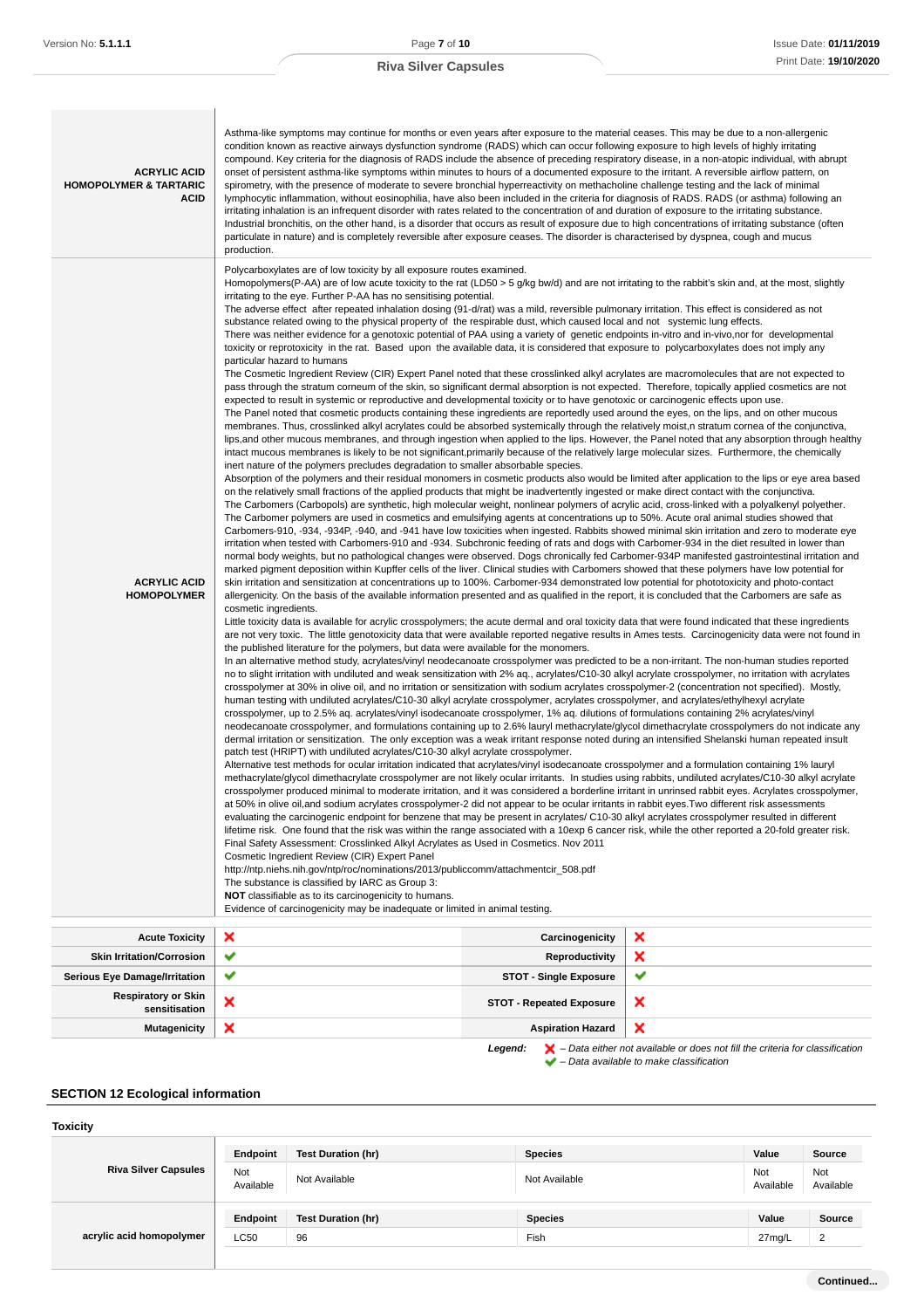| | |
|---|---|
| **ACRYLIC ACID HOMOPOLYMER & TARTARIC ACID** | Asthma-like symptoms may continue for months or even years after exposure to the material ceases. This may be due to a non-allergenic condition known as reactive airways dysfunction syndrome (RADS) which can occur following exposure to high levels of highly irritating compound. Key criteria for the diagnosis of RADS include the absence of preceding respiratory disease, in a non-atopic individual, with abrupt onset of persistent asthma-like symptoms within minutes to hours of a documented exposure to the irritant. A reversible airflow pattern, on spirometry, with the presence of moderate to severe bronchial hyperreactivity on methacholine challenge testing and the lack of minimal lymphocytic inflammation, without eosinophilia, have also been included in the criteria for diagnosis of RADS. RADS (or asthma) following an irritating inhalation is an infrequent disorder with rates related to the concentration of and duration of exposure to the irritating substance. Industrial bronchitis, on the other hand, is a disorder that occurs as result of exposure due to high concentrations of irritating substance (often particulate in nature) and is completely reversible after exposure ceases. The disorder is characterised by dyspnea, cough and mucus production. |
| **ACRYLIC ACID HOMOPOLYMER** | Polycarboxylates are of low toxicity by all exposure routes examined.<br>Homopolymers(P-AA) are of low acute toxicity to the rat (LD50 > 5 g/kg bw/d) and are not irritating to the rabbit's skin and, at the most, slightly irritating to the eye. Further P-AA has no sensitising potential.<br>The adverse effect after repeated inhalation dosing (91-d/rat) was a mild, reversible pulmonary irritation. This effect is considered as not substance related owing to the physical property of the respirable dust, which caused local and not systemic lung effects.<br>There was neither evidence for a genotoxic potential of PAA using a variety of genetic endpoints in-vitro and in-vivo,nor for developmental toxicity or reprotoxicity in the rat. Based upon the available data, it is considered that exposure to polycarboxylates does not imply any particular hazard to humans<br>The Cosmetic Ingredient Review (CIR) Expert Panel noted that these crosslinked alkyl acrylates are macromolecules that are not expected to pass through the stratum corneum of the skin, so significant dermal absorption is not expected. Therefore, topically applied cosmetics are not expected to result in systemic or reproductive and developmental toxicity or to have genotoxic or carcinogenic effects upon use.<br>The Panel noted that cosmetic products containing these ingredients are reportedly used around the eyes, on the lips, and on other mucous membranes. Thus, crosslinked alkyl acrylates could be absorbed systemically through the relatively moist,n stratum cornea of the conjunctiva, lips,and other mucous membranes, and through ingestion when applied to the lips. However, the Panel noted that any absorption through healthy intact mucous membranes is likely to be not significant,primarily because of the relatively large molecular sizes. Furthermore, the chemically inert nature of the polymers precludes degradation to smaller absorbable species.<br>Absorption of the polymers and their residual monomers in cosmetic products also would be limited after application to the lips or eye area based on the relatively small fractions of the applied products that might be inadvertently ingested or make direct contact with the conjunctiva.<br>The Carbomers (Carbopols) are synthetic, high molecular weight, nonlinear polymers of acrylic acid, cross-linked with a polyalkenyl polyether. The Carbomer polymers are used in cosmetics and emulsifying agents at concentrations up to 50%. Acute oral animal studies showed that Carbomers-910, -934, -934P, -940, and -941 have low toxicities when ingested. Rabbits showed minimal skin irritation and zero to moderate eye irritation when tested with Carbomers-910 and -934. Subchronic feeding of rats and dogs with Carbomer-934 in the diet resulted in lower than normal body weights, but no pathological changes were observed. Dogs chronically fed Carbomer-934P manifested gastrointestinal irritation and marked pigment deposition within Kupffer cells of the liver. Clinical studies with Carbomers showed that these polymers have low potential for skin irritation and sensitization at concentrations up to 100%. Carbomer-934 demonstrated low potential for phototoxicity and photo-contact allergenicity. On the basis of the available information presented and as qualified in the report, it is concluded that the Carbomers are safe as cosmetic ingredients.<br>Little toxicity data is available for acrylic crosspolymers; the acute dermal and oral toxicity data that were found indicated that these ingredients are not very toxic. The little genotoxicity data that were available reported negative results in Ames tests. Carcinogenicity data were not found in the published literature for the polymers, but data were available for the monomers.<br>In an alternative method study, acrylates/vinyl neodecanoate crosspolymer was predicted to be a non-irritant. The non-human studies reported no to slight irritation with undiluted and weak sensitization with 2% aq., acrylates/C10-30 alkyl acrylate crosspolymer, no irritation with acrylates crosspolymer at 30% in olive oil, and no irritation or sensitization with sodium acrylates crosspolymer-2 (concentration not specified). Mostly, human testing with undiluted acrylates/C10-30 alkyl acrylate crosspolymer, acrylates crosspolymer, and acrylates/ethylhexyl acrylate crosspolymer, up to 2.5% aq. acrylates/vinyl isodecanoate crosspolymer, 1% aq. dilutions of formulations containing 2% acrylates/vinyl neodecanoate crosspolymer, and formulations containing up to 2.6% lauryl methacrylate/glycol dimethacrylate crosspolymers do not indicate any dermal irritation or sensitization. The only exception was a weak irritant response noted during an intensified Shelanski human repeated insult patch test (HRIPT) with undiluted acrylates/C10-30 alkyl acrylate crosspolymer.<br>Alternative test methods for ocular irritation indicated that acrylates/vinyl isodecanoate crosspolymer and a formulation containing 1% lauryl methacrylate/glycol dimethacrylate crosspolymer are not likely ocular irritants. In studies using rabbits, undiluted acrylates/C10-30 alkyl acrylate crosspolymer produced minimal to moderate irritation, and it was considered a borderline irritant in unrinsed rabbit eyes. Acrylates crosspolymer, at 50% in olive oil,and sodium acrylates crosspolymer-2 did not appear to be ocular irritants in rabbit eyes.Two different risk assessments evaluating the carcinogenic endpoint for benzene that may be present in acrylates/ C10-30 alkyl acrylates crosspolymer resulted in different lifetime risk. One found that the risk was within the range associated with a 10exp 6 cancer risk, while the other reported a 20-fold greater risk.<br>Final Safety Assessment: Crosslinked Alkyl Acrylates as Used in Cosmetics. Nov 2011<br>Cosmetic Ingredient Review (CIR) Expert Panel<br>http://ntp.niehs.nih.gov/ntp/roc/nominations/2013/publiccomm/attachmentcir_508.pdf<br>The substance is classified by IARC as Group 3:<br>**NOT** classifiable as to its carcinogenicity to humans.<br>Evidence of carcinogenicity may be inadequate or limited in animal testing. |

| | | | |
|---|---|---|---|
| **Acute Toxicity** | ✘ | **Carcinogenicity** | ✘ |
| **Skin Irritation/Corrosion** | ✔ | **Reproductivity** | ✘ |
| **Serious Eye Damage/Irritation** | ✔ | **STOT - Single Exposure** | ✔ |
| **Respiratory or Skin sensitisation** | ✘ | **STOT - Repeated Exposure** | ✘ |
| **Mutagenicity** | ✘ | **Aspiration Hazard** | ✘ |

***Legend:*** ✘ *– Data either not available or does not fill the criteria for classification*
✔ *– Data available to make classification*

## SECTION 12 Ecological information

### Toxicity

| | Endpoint | Test Duration (hr) | Species | Value | Source |
|---|---|---|---|---|---|
| **Riva Silver Capsules** | Not Available | Not Available | Not Available | Not Available | Not Available |
| **acrylic acid homopolymer** | **Endpoint** | **Test Duration (hr)** | **Species** | **Value** | **Source** |
| | LC50 | 96 | Fish | 27mg/L | 2 |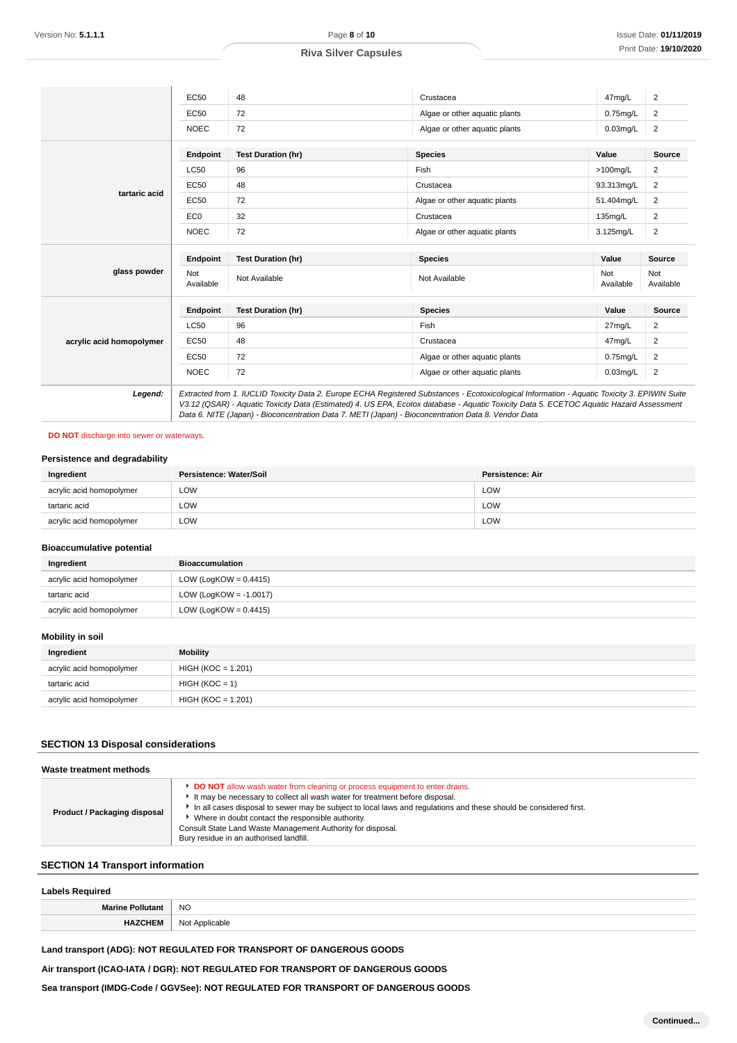| | Endpoint | Test Duration (hr) | Species | Value | Source |
|---|---|---|---|---|---|
| | EC50 | 48 | Crustacea | 47mg/L | 2 |
| | EC50 | 72 | Algae or other aquatic plants | 0.75mg/L | 2 |
| | NOEC | 72 | Algae or other aquatic plants | 0.03mg/L | 2 |

| tartaric acid | Endpoint | Test Duration (hr) | Species | Value | Source |
|---|---|---|---|---|---|
| | LC50 | 96 | Fish | >100mg/L | 2 |
| | EC50 | 48 | Crustacea | 93.313mg/L | 2 |
| | EC50 | 72 | Algae or other aquatic plants | 51.404mg/L | 2 |
| | EC0 | 32 | Crustacea | 135mg/L | 2 |
| | NOEC | 72 | Algae or other aquatic plants | 3.125mg/L | 2 |

| glass powder | Endpoint | Test Duration (hr) | Species | Value | Source |
|---|---|---|---|---|---|
| | Not Available | Not Available | Not Available | Not Available | Not Available |

| acrylic acid homopolymer | Endpoint | Test Duration (hr) | Species | Value | Source |
|---|---|---|---|---|---|
| | LC50 | 96 | Fish | 27mg/L | 2 |
| | EC50 | 48 | Crustacea | 47mg/L | 2 |
| | EC50 | 72 | Algae or other aquatic plants | 0.75mg/L | 2 |
| | NOEC | 72 | Algae or other aquatic plants | 0.03mg/L | 2 |

***Legend:*** *Extracted from 1. IUCLID Toxicity Data 2. Europe ECHA Registered Substances - Ecotoxicological Information - Aquatic Toxicity 3. EPIWIN Suite V3.12 (QSAR) - Aquatic Toxicity Data (Estimated) 4. US EPA, Ecotox database - Aquatic Toxicity Data 5. ECETOC Aquatic Hazard Assessment Data 6. NITE (Japan) - Bioconcentration Data 7. METI (Japan) - Bioconcentration Data 8. Vendor Data*

**DO NOT** discharge into sewer or waterways.

### Persistence and degradability

| Ingredient | Persistence: Water/Soil | Persistence: Air |
|---|---|---|
| acrylic acid homopolymer | LOW | LOW |
| tartaric acid | LOW | LOW |
| acrylic acid homopolymer | LOW | LOW |

### Bioaccumulative potential

| Ingredient | Bioaccumulation |
|---|---|
| acrylic acid homopolymer | LOW (LogKOW = 0.4415) |
| tartaric acid | LOW (LogKOW = -1.0017) |
| acrylic acid homopolymer | LOW (LogKOW = 0.4415) |

### Mobility in soil

| Ingredient | Mobility |
|---|---|
| acrylic acid homopolymer | HIGH (KOC = 1.201) |
| tartaric acid | HIGH (KOC = 1) |
| acrylic acid homopolymer | HIGH (KOC = 1.201) |

## SECTION 13 Disposal considerations

### Waste treatment methods

| | |
|---|---|
| **Product / Packaging disposal** | ▸ **DO NOT** allow wash water from cleaning or process equipment to enter drains.<br>▸ It may be necessary to collect all wash water for treatment before disposal.<br>▸ In all cases disposal to sewer may be subject to local laws and regulations and these should be considered first.<br>▸ Where in doubt contact the responsible authority.<br>Consult State Land Waste Management Authority for disposal.<br>Bury residue in an authorised landfill. |

## SECTION 14 Transport information

### Labels Required

| | |
|---|---|
| **Marine Pollutant** | NO |
| **HAZCHEM** | Not Applicable |

**Land transport (ADG): NOT REGULATED FOR TRANSPORT OF DANGEROUS GOODS**

**Air transport (ICAO-IATA / DGR): NOT REGULATED FOR TRANSPORT OF DANGEROUS GOODS**

**Sea transport (IMDG-Code / GGVSee): NOT REGULATED FOR TRANSPORT OF DANGEROUS GOODS**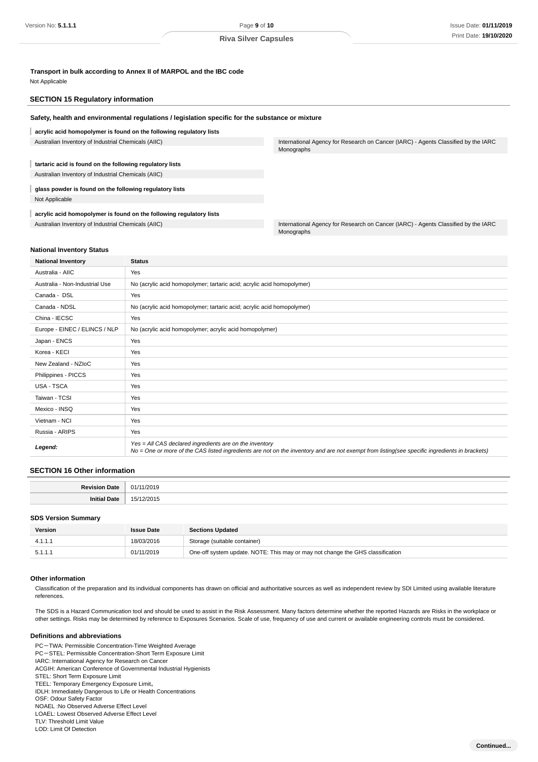**Transport in bulk according to Annex II of MARPOL and the IBC code**

Not Applicable

## SECTION 15 Regulatory information

**Safety, health and environmental regulations / legislation specific for the substance or mixture**

**acrylic acid homopolymer is found on the following regulatory lists**

| | |
|---|---|
| Australian Inventory of Industrial Chemicals (AIIC) | International Agency for Research on Cancer (IARC) - Agents Classified by the IARC Monographs |

**tartaric acid is found on the following regulatory lists**

Australian Inventory of Industrial Chemicals (AIIC)

**glass powder is found on the following regulatory lists**

Not Applicable

**acrylic acid homopolymer is found on the following regulatory lists**

| | |
|---|---|
| Australian Inventory of Industrial Chemicals (AIIC) | International Agency for Research on Cancer (IARC) - Agents Classified by the IARC Monographs |

**National Inventory Status**

| National Inventory | Status |
|---|---|
| Australia - AIIC | Yes |
| Australia - Non-Industrial Use | No (acrylic acid homopolymer; tartaric acid; acrylic acid homopolymer) |
| Canada - DSL | Yes |
| Canada - NDSL | No (acrylic acid homopolymer; tartaric acid; acrylic acid homopolymer) |
| China - IECSC | Yes |
| Europe - EINEC / ELINCS / NLP | No (acrylic acid homopolymer; acrylic acid homopolymer) |
| Japan - ENCS | Yes |
| Korea - KECI | Yes |
| New Zealand - NZIoC | Yes |
| Philippines - PICCS | Yes |
| USA - TSCA | Yes |
| Taiwan - TCSI | Yes |
| Mexico - INSQ | Yes |
| Vietnam - NCI | Yes |
| Russia - ARIPS | Yes |
| ***Legend:*** | *Yes = All CAS declared ingredients are on the inventory*<br>*No = One or more of the CAS listed ingredients are not on the inventory and are not exempt from listing(see specific ingredients in brackets)* |

## SECTION 16 Other information

| | |
|---|---|
| **Revision Date** | 01/11/2019 |
| **Initial Date** | 15/12/2015 |

**SDS Version Summary**

| Version | Issue Date | Sections Updated |
|---|---|---|
| 4.1.1.1 | 18/03/2016 | Storage (suitable container) |
| 5.1.1.1 | 01/11/2019 | One-off system update. NOTE: This may or may not change the GHS classification |

**Other information**

Classification of the preparation and its individual components has drawn on official and authoritative sources as well as independent review by SDI Limited using available literature references.

The SDS is a Hazard Communication tool and should be used to assist in the Risk Assessment. Many factors determine whether the reported Hazards are Risks in the workplace or other settings. Risks may be determined by reference to Exposures Scenarios. Scale of use, frequency of use and current or available engineering controls must be considered.

**Definitions and abbreviations**

PC－TWA: Permissible Concentration-Time Weighted Average
PC－STEL: Permissible Concentration-Short Term Exposure Limit
IARC: International Agency for Research on Cancer
ACGIH: American Conference of Governmental Industrial Hygienists
STEL: Short Term Exposure Limit
TEEL: Temporary Emergency Exposure Limit。
IDLH: Immediately Dangerous to Life or Health Concentrations
OSF: Odour Safety Factor
NOAEL :No Observed Adverse Effect Level
LOAEL: Lowest Observed Adverse Effect Level
TLV: Threshold Limit Value
LOD: Limit Of Detection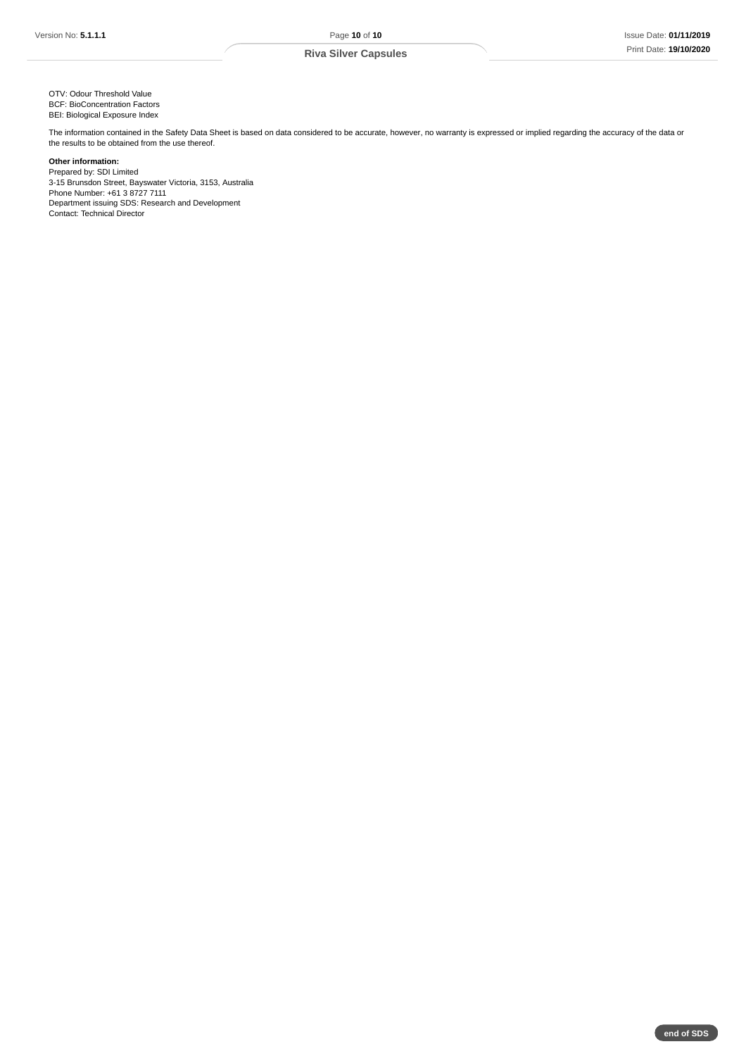OTV: Odour Threshold Value
BCF: BioConcentration Factors
BEI: Biological Exposure Index

The information contained in the Safety Data Sheet is based on data considered to be accurate, however, no warranty is expressed or implied regarding the accuracy of the data or the results to be obtained from the use thereof.

**Other information:**
Prepared by: SDI Limited
3-15 Brunsdon Street, Bayswater Victoria, 3153, Australia
Phone Number: +61 3 8727 7111
Department issuing SDS: Research and Development
Contact: Technical Director

**end of SDS**